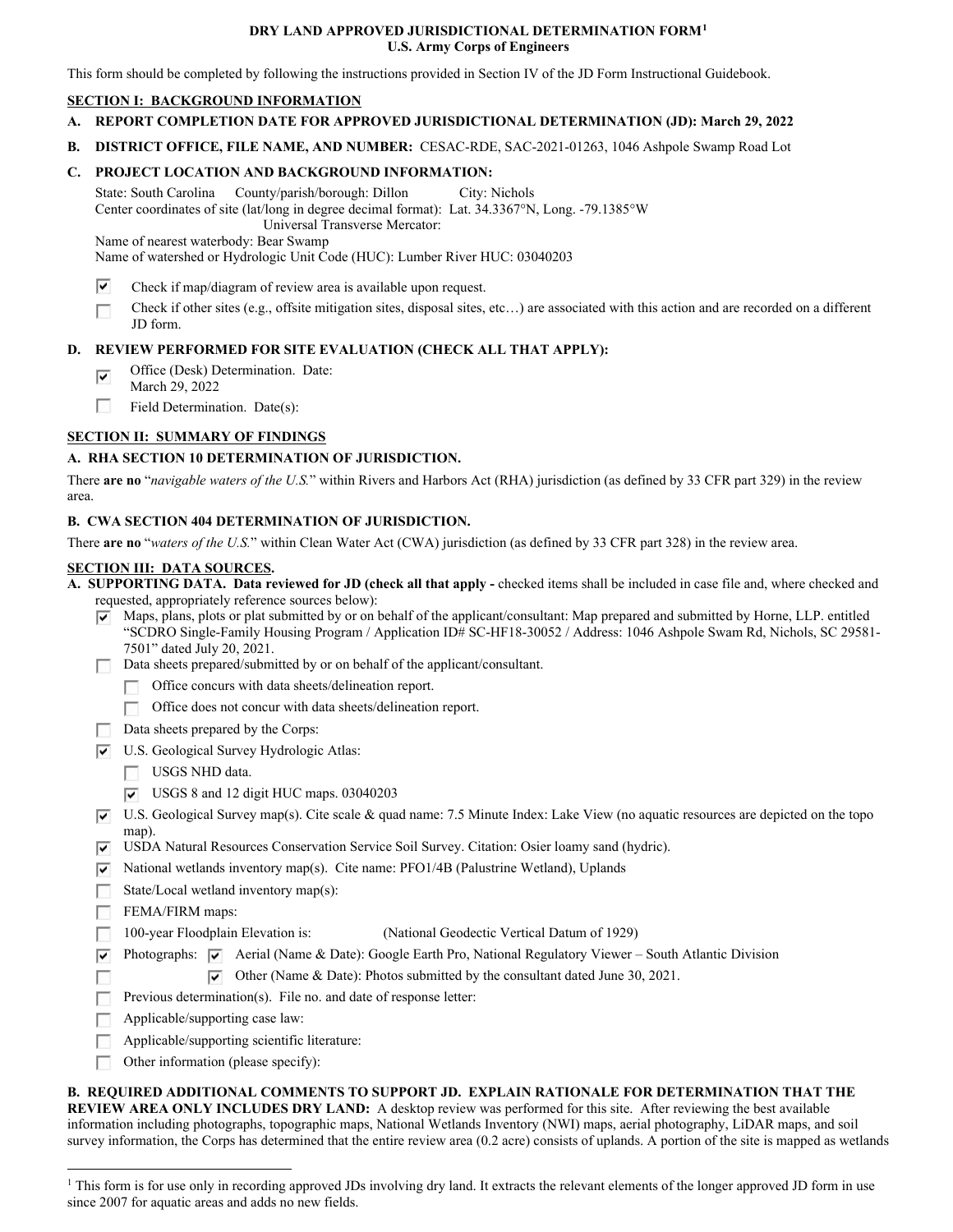# DRY LAND APPROVED JURISDICTIONAL DETERMINATION FORM[1]
## U.S. Army Corps of Engineers

This form should be completed by following the instructions provided in Section IV of the JD Form Instructional Guidebook.

### SECTION I: BACKGROUND INFORMATION

**A. REPORT COMPLETION DATE FOR APPROVED JURISDICTIONAL DETERMINATION (JD): March 29, 2022**

**B. DISTRICT OFFICE, FILE NAME, AND NUMBER:** CESAC-RDE, SAC-2021-01263, 1046 Ashpole Swamp Road Lot

**C. PROJECT LOCATION AND BACKGROUND INFORMATION:**

State: South Carolina  County/parish/borough: Dillon  City: Nichols
Center coordinates of site (lat/long in degree decimal format): Lat. 34.3367°N, Long. -79.1385°W
Universal Transverse Mercator:
Name of nearest waterbody: Bear Swamp
Name of watershed or Hydrologic Unit Code (HUC): Lumber River HUC: 03040203

- [x] Check if map/diagram of review area is available upon request.
- [ ] Check if other sites (e.g., offsite mitigation sites, disposal sites, etc…) are associated with this action and are recorded on a different JD form.

**D. REVIEW PERFORMED FOR SITE EVALUATION (CHECK ALL THAT APPLY):**

- [x] Office (Desk) Determination. Date: March 29, 2022
- [ ] Field Determination. Date(s):

### SECTION II: SUMMARY OF FINDINGS

**A. RHA SECTION 10 DETERMINATION OF JURISDICTION.**

There **are no** "*navigable waters of the U.S.*" within Rivers and Harbors Act (RHA) jurisdiction (as defined by 33 CFR part 329) in the review area.

**B. CWA SECTION 404 DETERMINATION OF JURISDICTION.**

There **are no** "*waters of the U.S.*" within Clean Water Act (CWA) jurisdiction (as defined by 33 CFR part 328) in the review area.

### SECTION III: DATA SOURCES.

**A. SUPPORTING DATA. Data reviewed for JD (check all that apply -** checked items shall be included in case file and, where checked and requested, appropriately reference sources below):

- [x] Maps, plans, plots or plat submitted by or on behalf of the applicant/consultant: Map prepared and submitted by Horne, LLP. entitled "SCDRO Single-Family Housing Program / Application ID# SC-HF18-30052 / Address: 1046 Ashpole Swam Rd, Nichols, SC 29581-7501" dated July 20, 2021.
- [ ] Data sheets prepared/submitted by or on behalf of the applicant/consultant.
  - [ ] Office concurs with data sheets/delineation report.
  - [ ] Office does not concur with data sheets/delineation report.
- [ ] Data sheets prepared by the Corps:
- [x] U.S. Geological Survey Hydrologic Atlas:
  - [ ] USGS NHD data.
  - [x] USGS 8 and 12 digit HUC maps. 03040203
- [x] U.S. Geological Survey map(s). Cite scale & quad name: 7.5 Minute Index: Lake View (no aquatic resources are depicted on the topo map).
- [x] USDA Natural Resources Conservation Service Soil Survey. Citation: Osier loamy sand (hydric).
- [x] National wetlands inventory map(s). Cite name: PFO1/4B (Palustrine Wetland), Uplands
- [ ] State/Local wetland inventory map(s):
- [ ] FEMA/FIRM maps:
- [ ] 100-year Floodplain Elevation is: (National Geodectic Vertical Datum of 1929)
- [x] Photographs: [x] Aerial (Name & Date): Google Earth Pro, National Regulatory Viewer – South Atlantic Division
- [ ] [x] Other (Name & Date): Photos submitted by the consultant dated June 30, 2021.
- [ ] Previous determination(s). File no. and date of response letter:
- [ ] Applicable/supporting case law:
- [ ] Applicable/supporting scientific literature:
- [ ] Other information (please specify):

**B. REQUIRED ADDITIONAL COMMENTS TO SUPPORT JD. EXPLAIN RATIONALE FOR DETERMINATION THAT THE REVIEW AREA ONLY INCLUDES DRY LAND:** A desktop review was performed for this site. After reviewing the best available information including photographs, topographic maps, National Wetlands Inventory (NWI) maps, aerial photography, LiDAR maps, and soil survey information, the Corps has determined that the entire review area (0.2 acre) consists of uplands. A portion of the site is mapped as wetlands

[1] This form is for use only in recording approved JDs involving dry land. It extracts the relevant elements of the longer approved JD form in use since 2007 for aquatic areas and adds no new fields.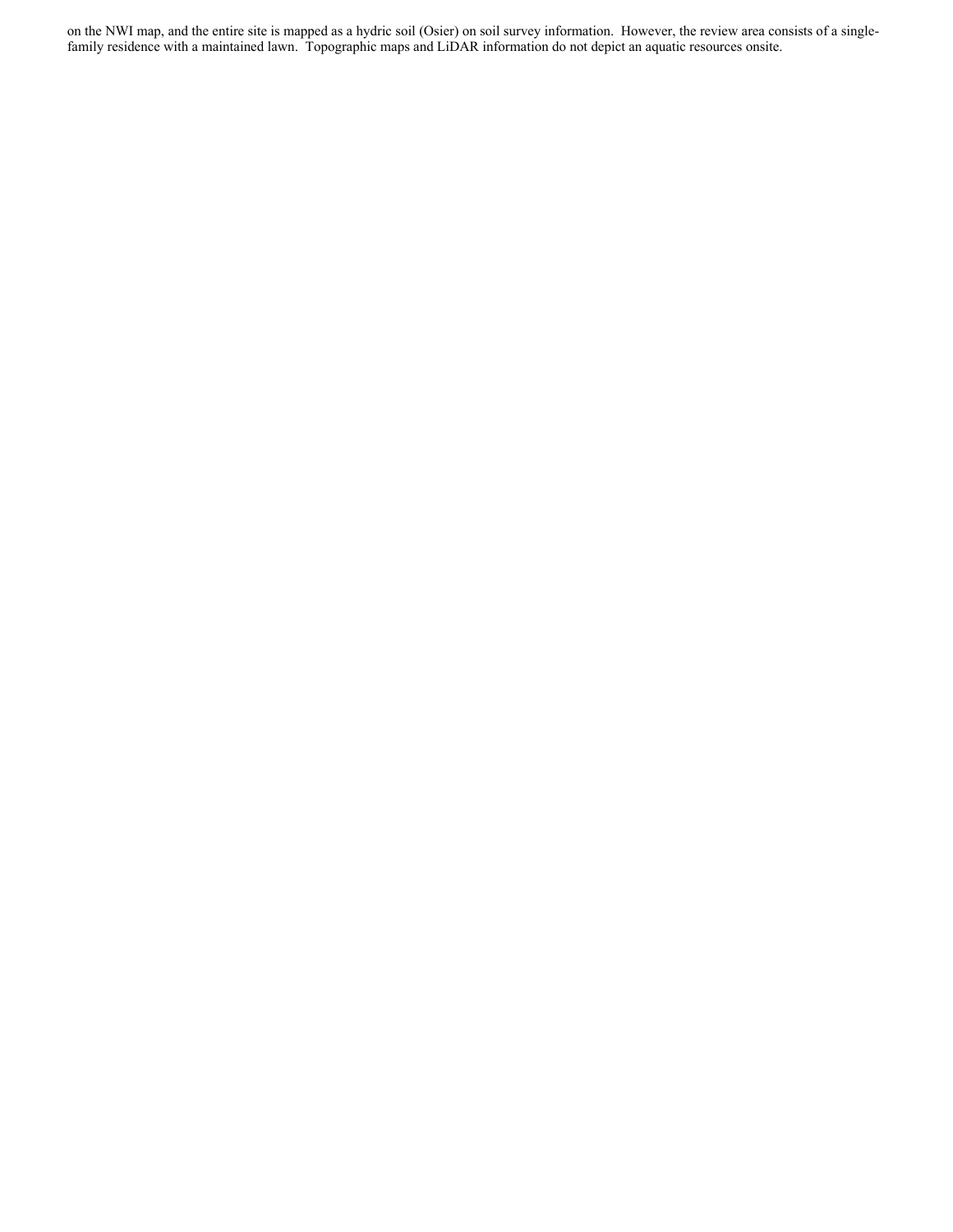on the NWI map, and the entire site is mapped as a hydric soil (Osier) on soil survey information. However, the review area consists of a single-family residence with a maintained lawn. Topographic maps and LiDAR information do not depict an aquatic resources onsite.